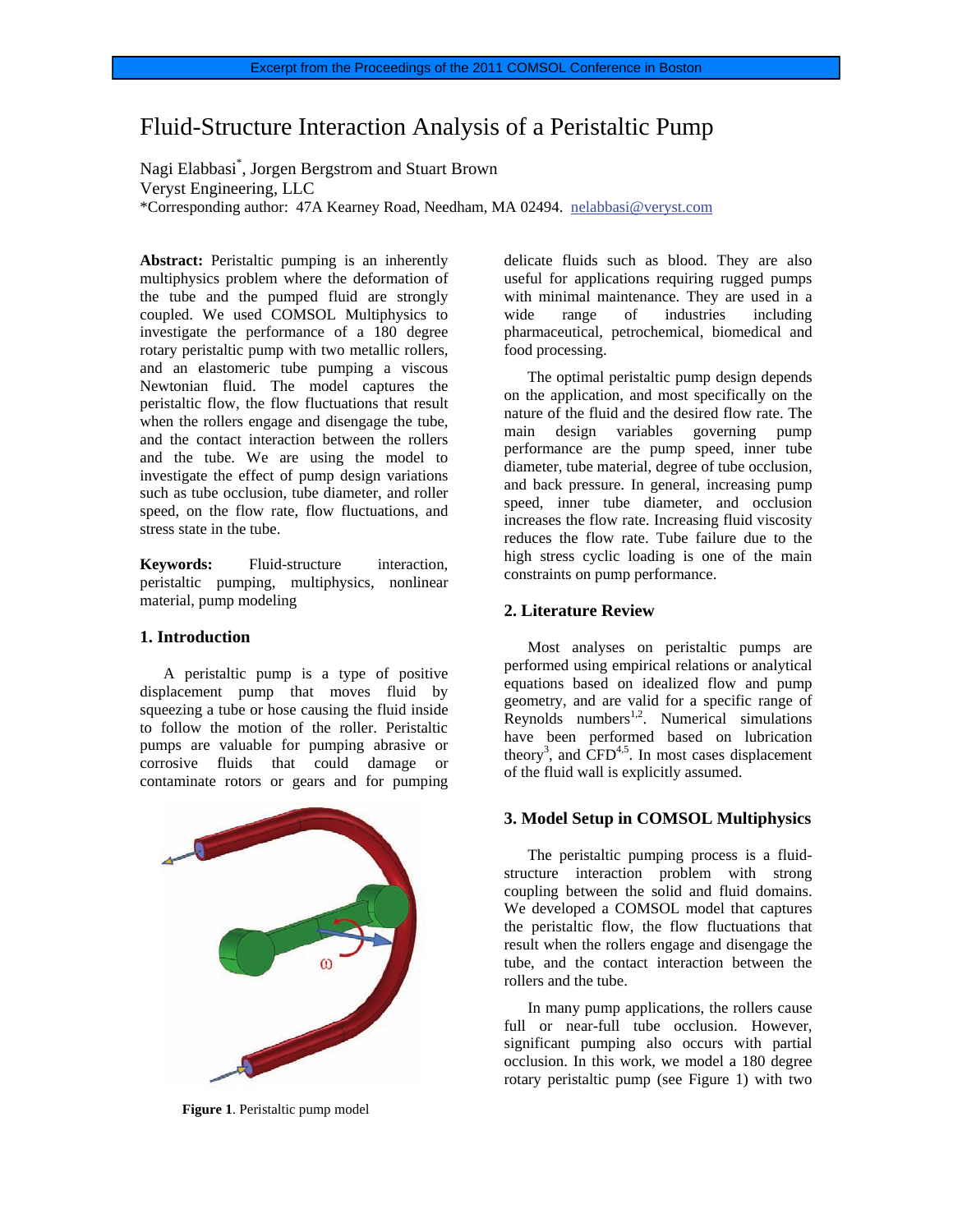# Fluid-Structure Interaction Analysis of a Peristaltic Pump

Nagi Elabbasi*, Jorgen Bergstrom and Stuart Brown
Veryst Engineering, LLC
*Corresponding author: 47A Kearney Road, Needham, MA 02494. nelabbasi@veryst.com

**Abstract:** Peristaltic pumping is an inherently multiphysics problem where the deformation of the tube and the pumped fluid are strongly coupled. We used COMSOL Multiphysics to investigate the performance of a 180 degree rotary peristaltic pump with two metallic rollers, and an elastomeric tube pumping a viscous Newtonian fluid. The model captures the peristaltic flow, the flow fluctuations that result when the rollers engage and disengage the tube, and the contact interaction between the rollers and the tube. We are using the model to investigate the effect of pump design variations such as tube occlusion, tube diameter, and roller speed, on the flow rate, flow fluctuations, and stress state in the tube.

**Keywords:** Fluid-structure interaction, peristaltic pumping, multiphysics, nonlinear material, pump modeling

## 1. Introduction

A peristaltic pump is a type of positive displacement pump that moves fluid by squeezing a tube or hose causing the fluid inside to follow the motion of the roller. Peristaltic pumps are valuable for pumping abrasive or corrosive fluids that could damage or contaminate rotors or gears and for pumping delicate fluids such as blood. They are also useful for applications requiring rugged pumps with minimal maintenance. They are used in a wide range of industries including pharmaceutical, petrochemical, biomedical and food processing.

**Figure 1**. Peristaltic pump model

The optimal peristaltic pump design depends on the application, and most specifically on the nature of the fluid and the desired flow rate. The main design variables governing pump performance are the pump speed, inner tube diameter, tube material, degree of tube occlusion, and back pressure. In general, increasing pump speed, inner tube diameter, and occlusion increases the flow rate. Increasing fluid viscosity reduces the flow rate. Tube failure due to the high stress cyclic loading is one of the main constraints on pump performance.

## 2. Literature Review

Most analyses on peristaltic pumps are performed using empirical relations or analytical equations based on idealized flow and pump geometry, and are valid for a specific range of Reynolds numbers[1,2]. Numerical simulations have been performed based on lubrication theory[3], and CFD[4,5]. In most cases displacement of the fluid wall is explicitly assumed.

## 3. Model Setup in COMSOL Multiphysics

The peristaltic pumping process is a fluid-structure interaction problem with strong coupling between the solid and fluid domains. We developed a COMSOL model that captures the peristaltic flow, the flow fluctuations that result when the rollers engage and disengage the tube, and the contact interaction between the rollers and the tube.

In many pump applications, the rollers cause full or near-full tube occlusion. However, significant pumping also occurs with partial occlusion. In this work, we model a 180 degree rotary peristaltic pump (see Figure 1) with two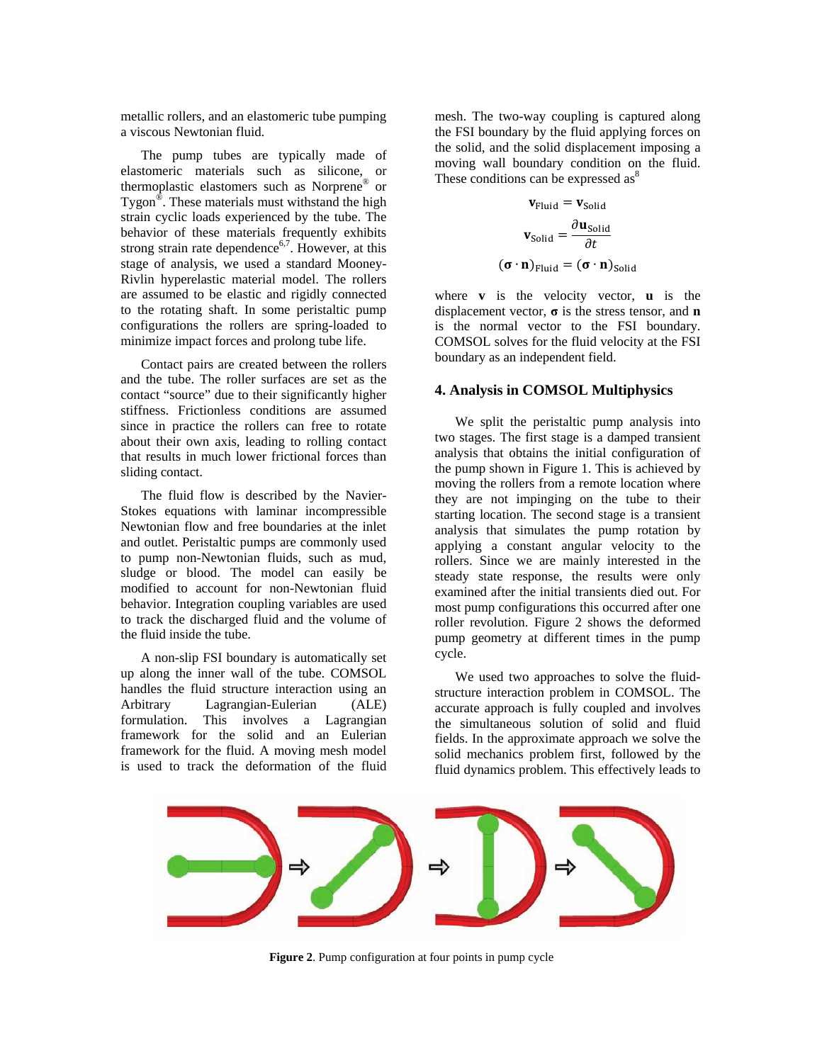metallic rollers, and an elastomeric tube pumping a viscous Newtonian fluid.

The pump tubes are typically made of elastomeric materials such as silicone, or thermoplastic elastomers such as Norprene® or Tygon®. These materials must withstand the high strain cyclic loads experienced by the tube. The behavior of these materials frequently exhibits strong strain rate dependence[6,7]. However, at this stage of analysis, we used a standard Mooney-Rivlin hyperelastic material model. The rollers are assumed to be elastic and rigidly connected to the rotating shaft. In some peristaltic pump configurations the rollers are spring-loaded to minimize impact forces and prolong tube life.

Contact pairs are created between the rollers and the tube. The roller surfaces are set as the contact "source" due to their significantly higher stiffness. Frictionless conditions are assumed since in practice the rollers can free to rotate about their own axis, leading to rolling contact that results in much lower frictional forces than sliding contact.

The fluid flow is described by the Navier-Stokes equations with laminar incompressible Newtonian flow and free boundaries at the inlet and outlet. Peristaltic pumps are commonly used to pump non-Newtonian fluids, such as mud, sludge or blood. The model can easily be modified to account for non-Newtonian fluid behavior. Integration coupling variables are used to track the discharged fluid and the volume of the fluid inside the tube.

A non-slip FSI boundary is automatically set up along the inner wall of the tube. COMSOL handles the fluid structure interaction using an Arbitrary Lagrangian-Eulerian (ALE) formulation. This involves a Lagrangian framework for the solid and an Eulerian framework for the fluid. A moving mesh model is used to track the deformation of the fluid mesh. The two-way coupling is captured along the FSI boundary by the fluid applying forces on the solid, and the solid displacement imposing a moving wall boundary condition on the fluid. These conditions can be expressed as[8]

$$\mathbf{v}_{\mathrm{Fluid}} = \mathbf{v}_{\mathrm{Solid}}$$

$$\mathbf{v}_{\mathrm{Solid}} = \frac{\partial \mathbf{u}_{\mathrm{Solid}}}{\partial t}$$

$$(\boldsymbol{\sigma} \cdot \mathbf{n})_{\mathrm{Fluid}} = (\boldsymbol{\sigma} \cdot \mathbf{n})_{\mathrm{Solid}}$$

where $\mathbf{v}$ is the velocity vector, $\mathbf{u}$ is the displacement vector, $\boldsymbol{\sigma}$ is the stress tensor, and $\mathbf{n}$ is the normal vector to the FSI boundary. COMSOL solves for the fluid velocity at the FSI boundary as an independent field.

## 4. Analysis in COMSOL Multiphysics

We split the peristaltic pump analysis into two stages. The first stage is a damped transient analysis that obtains the initial configuration of the pump shown in Figure 1. This is achieved by moving the rollers from a remote location where they are not impinging on the tube to their starting location. The second stage is a transient analysis that simulates the pump rotation by applying a constant angular velocity to the rollers. Since we are mainly interested in the steady state response, the results were only examined after the initial transients died out. For most pump configurations this occurred after one roller revolution. Figure 2 shows the deformed pump geometry at different times in the pump cycle.

We used two approaches to solve the fluid-structure interaction problem in COMSOL. The accurate approach is fully coupled and involves the simultaneous solution of solid and fluid fields. In the approximate approach we solve the solid mechanics problem first, followed by the fluid dynamics problem. This effectively leads to

**Figure 2**. Pump configuration at four points in pump cycle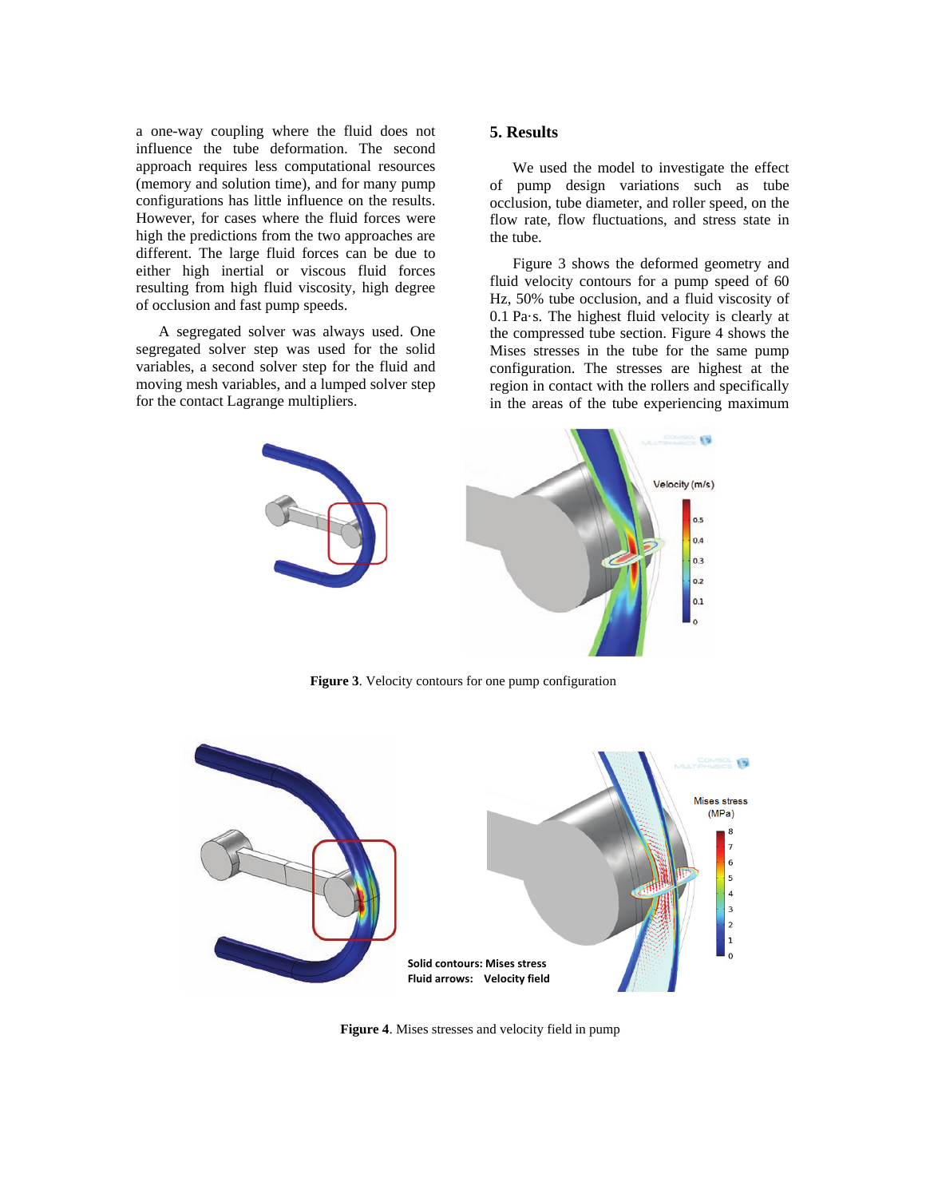a one-way coupling where the fluid does not influence the tube deformation. The second approach requires less computational resources (memory and solution time), and for many pump configurations has little influence on the results. However, for cases where the fluid forces were high the predictions from the two approaches are different. The large fluid forces can be due to either high inertial or viscous fluid forces resulting from high fluid viscosity, high degree of occlusion and fast pump speeds.

A segregated solver was always used. One segregated solver step was used for the solid variables, a second solver step for the fluid and moving mesh variables, and a lumped solver step for the contact Lagrange multipliers.

## 5. Results

We used the model to investigate the effect of pump design variations such as tube occlusion, tube diameter, and roller speed, on the flow rate, flow fluctuations, and stress state in the tube.

Figure 3 shows the deformed geometry and fluid velocity contours for a pump speed of 60 Hz, 50% tube occlusion, and a fluid viscosity of 0.1 Pa·s. The highest fluid velocity is clearly at the compressed tube section. Figure 4 shows the Mises stresses in the tube for the same pump configuration. The stresses are highest at the region in contact with the rollers and specifically in the areas of the tube experiencing maximum

**Figure 3**. Velocity contours for one pump configuration

**Figure 4**. Mises stresses and velocity field in pump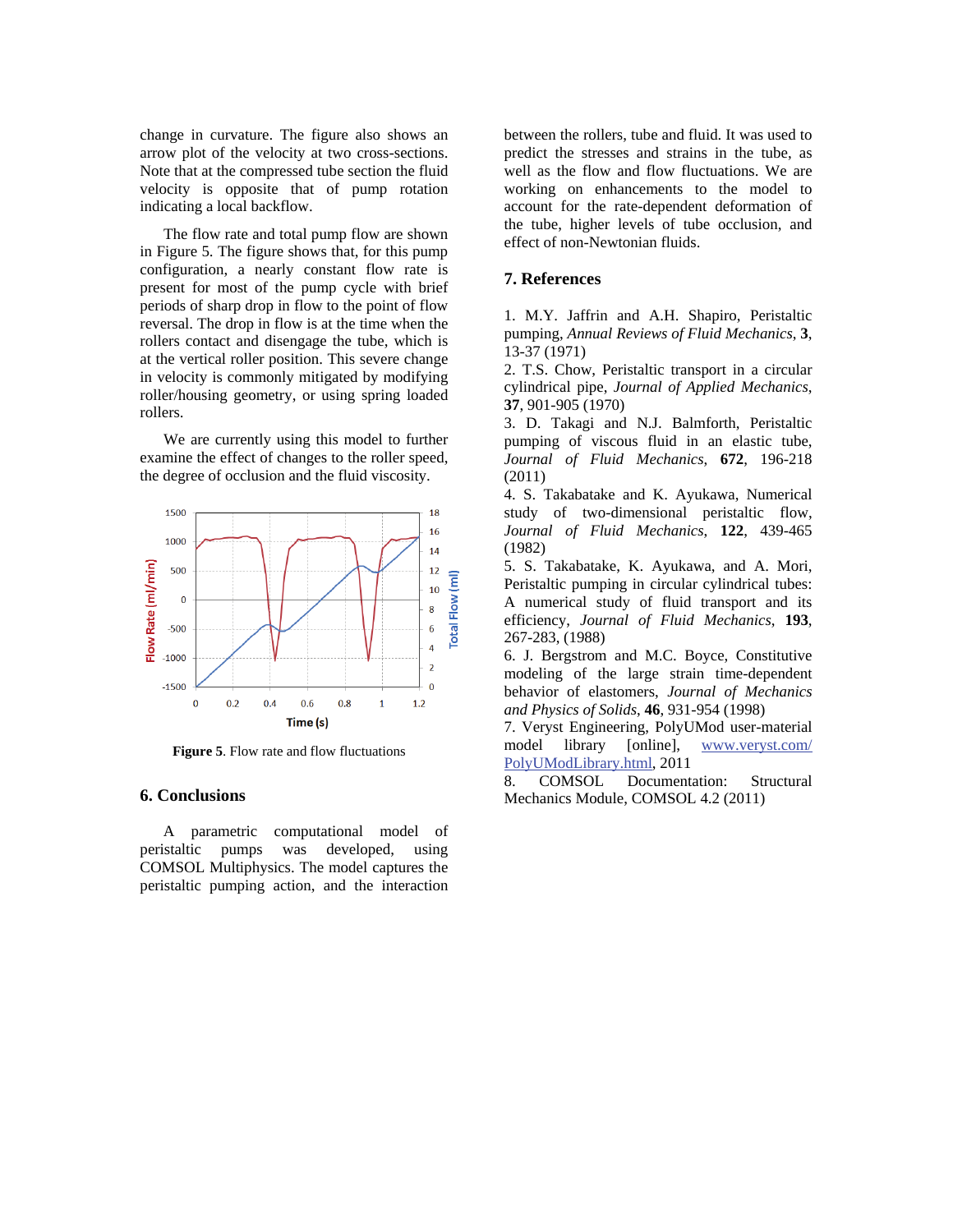change in curvature. The figure also shows an arrow plot of the velocity at two cross-sections. Note that at the compressed tube section the fluid velocity is opposite that of pump rotation indicating a local backflow.

The flow rate and total pump flow are shown in Figure 5. The figure shows that, for this pump configuration, a nearly constant flow rate is present for most of the pump cycle with brief periods of sharp drop in flow to the point of flow reversal. The drop in flow is at the time when the rollers contact and disengage the tube, which is at the vertical roller position. This severe change in velocity is commonly mitigated by modifying roller/housing geometry, or using spring loaded rollers.

We are currently using this model to further examine the effect of changes to the roller speed, the degree of occlusion and the fluid viscosity.

Flow Rate (ml/min)
1500
1000
500
0
-500
-1000
-1500

Total Flow (ml)
18
16
14
12
10
8
6
4
2
0

0
0.2
0.4
0.6
0.8
1
1.2
Time (s)

**Figure 5**. Flow rate and flow fluctuations

## 6. Conclusions

A parametric computational model of peristaltic pumps was developed, using COMSOL Multiphysics. The model captures the peristaltic pumping action, and the interaction between the rollers, tube and fluid. It was used to predict the stresses and strains in the tube, as well as the flow and flow fluctuations. We are working on enhancements to the model to account for the rate-dependent deformation of the tube, higher levels of tube occlusion, and effect of non-Newtonian fluids.

## 7. References

1. M.Y. Jaffrin and A.H. Shapiro, Peristaltic pumping, *Annual Reviews of Fluid Mechanics*, **3**, 13-37 (1971)
2. T.S. Chow, Peristaltic transport in a circular cylindrical pipe, *Journal of Applied Mechanics*, **37**, 901-905 (1970)
3. D. Takagi and N.J. Balmforth, Peristaltic pumping of viscous fluid in an elastic tube, *Journal of Fluid Mechanics*, **672**, 196-218 (2011)
4. S. Takabatake and K. Ayukawa, Numerical study of two-dimensional peristaltic flow, *Journal of Fluid Mechanics*, **122**, 439-465 (1982)
5. S. Takabatake, K. Ayukawa, and A. Mori, Peristaltic pumping in circular cylindrical tubes: A numerical study of fluid transport and its efficiency, *Journal of Fluid Mechanics*, **193**, 267-283, (1988)
6. J. Bergstrom and M.C. Boyce, Constitutive modeling of the large strain time-dependent behavior of elastomers, *Journal of Mechanics and Physics of Solids*, **46**, 931-954 (1998)
7. Veryst Engineering, PolyUMod user-material model library [online], www.veryst.com/PolyUModLibrary.html, 2011
8. COMSOL Documentation: Structural Mechanics Module, COMSOL 4.2 (2011)